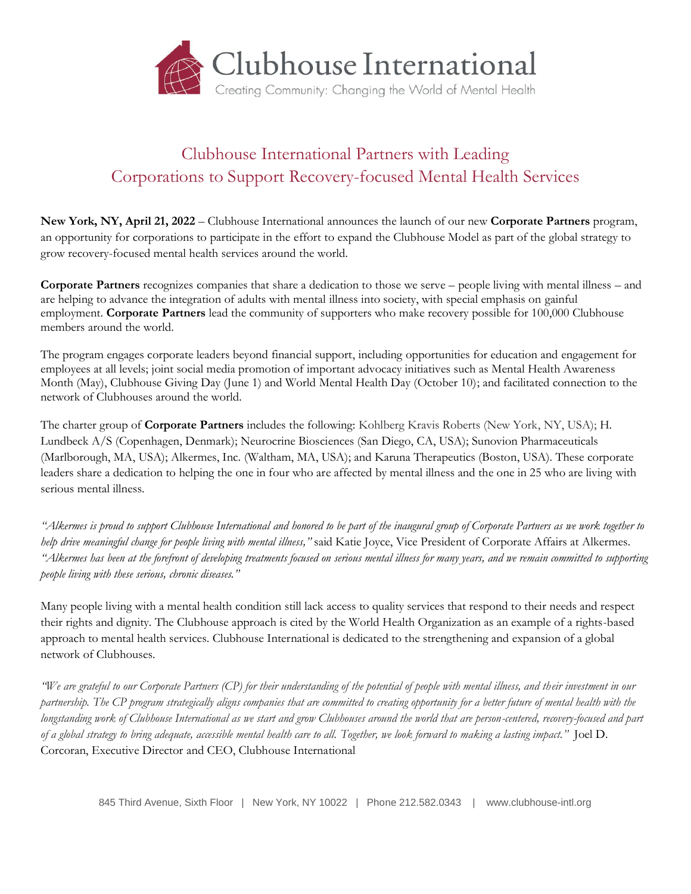Clubhouse International

Creating Community: Changing the World of Mental Health

# Clubhouse International Partners with Leading Corporations to Support Recovery-focused Mental Health Services

**New York, NY, April 21, 2022** – Clubhouse International announces the launch of our new **Corporate Partners** program, an opportunity for corporations to participate in the effort to expand the Clubhouse Model as part of the global strategy to grow recovery-focused mental health services around the world.

**Corporate Partners** recognizes companies that share a dedication to those we serve – people living with mental illness – and are helping to advance the integration of adults with mental illness into society, with special emphasis on gainful employment. **Corporate Partners** lead the community of supporters who make recovery possible for 100,000 Clubhouse members around the world.

The program engages corporate leaders beyond financial support, including opportunities for education and engagement for employees at all levels; joint social media promotion of important advocacy initiatives such as Mental Health Awareness Month (May), Clubhouse Giving Day (June 1) and World Mental Health Day (October 10); and facilitated connection to the network of Clubhouses around the world.

The charter group of **Corporate Partners** includes the following: Kohlberg Kravis Roberts (New York, NY, USA); H. Lundbeck A/S (Copenhagen, Denmark); Neurocrine Biosciences (San Diego, CA, USA); Sunovion Pharmaceuticals (Marlborough, MA, USA); Alkermes, Inc. (Waltham, MA, USA); and Karuna Therapeutics (Boston, USA). These corporate leaders share a dedication to helping the one in four who are affected by mental illness and the one in 25 who are living with serious mental illness.

*"Alkermes is proud to support Clubhouse International and honored to be part of the inaugural group of Corporate Partners as we work together to help drive meaningful change for people living with mental illness,"* said Katie Joyce, Vice President of Corporate Affairs at Alkermes. *"Alkermes has been at the forefront of developing treatments focused on serious mental illness for many years, and we remain committed to supporting people living with these serious, chronic diseases."*

Many people living with a mental health condition still lack access to quality services that respond to their needs and respect their rights and dignity. The Clubhouse approach is cited by the World Health Organization as an example of a rights-based approach to mental health services. Clubhouse International is dedicated to the strengthening and expansion of a global network of Clubhouses.

*"We are grateful to our Corporate Partners (CP) for their understanding of the potential of people with mental illness, and their investment in our partnership. The CP program strategically aligns companies that are committed to creating opportunity for a better future of mental health with the longstanding work of Clubhouse International as we start and grow Clubhouses around the world that are person-centered, recovery-focused and part of a global strategy to bring adequate, accessible mental health care to all. Together, we look forward to making a lasting impact."* Joel D. Corcoran, Executive Director and CEO, Clubhouse International

845 Third Avenue, Sixth Floor | New York, NY 10022 | Phone 212.582.0343 | www.clubhouse-intl.org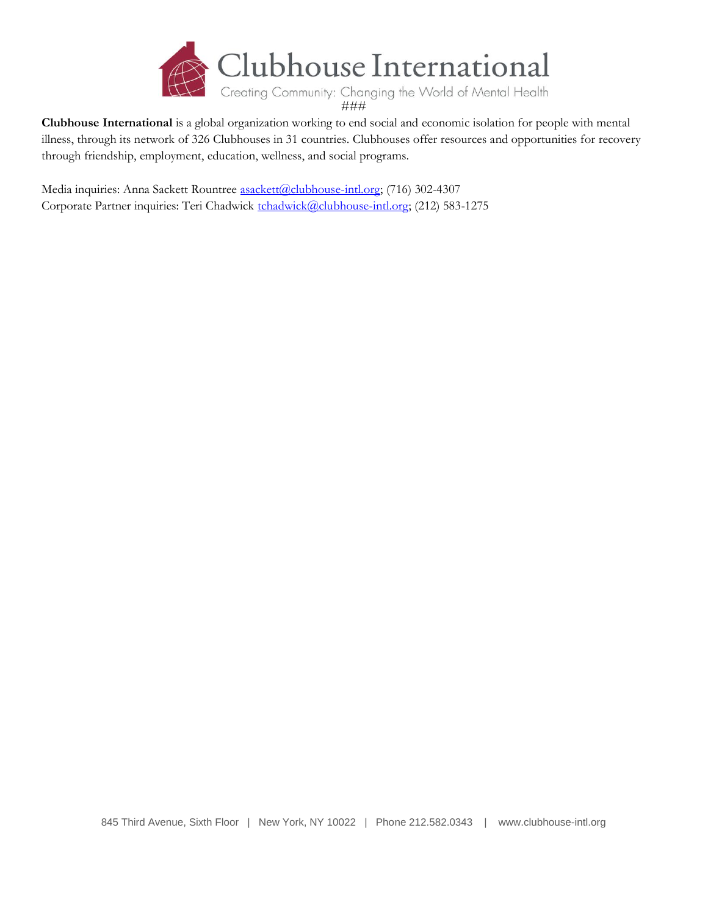###

**Clubhouse International** is a global organization working to end social and economic isolation for people with mental illness, through its network of 326 Clubhouses in 31 countries. Clubhouses offer resources and opportunities for recovery through friendship, employment, education, wellness, and social programs.

Media inquiries: Anna Sackett Rountree asackett@clubhouse-intl.org; (716) 302-4307
Corporate Partner inquiries: Teri Chadwick tchadwick@clubhouse-intl.org; (212) 583-1275